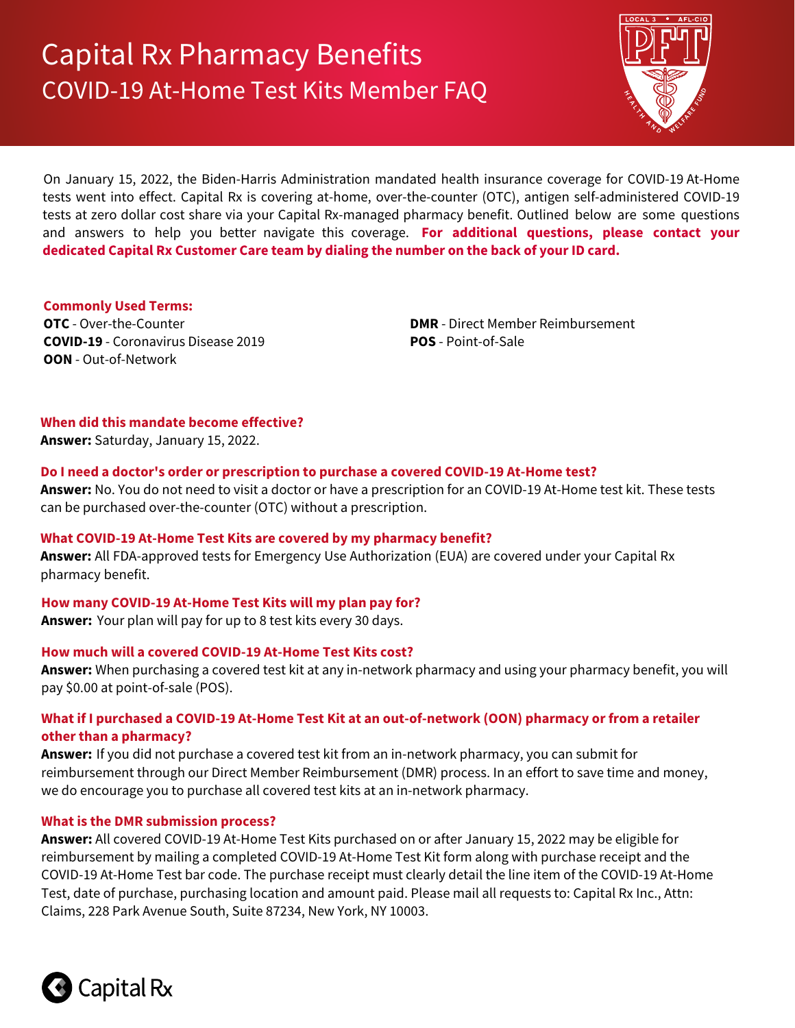# Capital Rx Pharmacy Benefits

## COVID-19 At-Home Test Kits Member FAQ

On January 15, 2022, the Biden-Harris Administration mandated health insurance coverage for COVID-19 At-Home tests went into effect. Capital Rx is covering at-home, over-the-counter (OTC), antigen self-administered COVID-19 tests at zero dollar cost share via your Capital Rx-managed pharmacy benefit. Outlined below are some questions and answers to help you better navigate this coverage. **For additional questions, please contact your dedicated Capital Rx Customer Care team by dialing the number on the back of your ID card.**

**Commonly Used Terms:**

**OTC** - Over-the-Counter
**COVID-19** - Coronavirus Disease 2019
**OON** - Out-of-Network
**DMR** - Direct Member Reimbursement
**POS** - Point-of-Sale

**When did this mandate become effective?**
**Answer:** Saturday, January 15, 2022.

**Do I need a doctor's order or prescription to purchase a covered COVID-19 At-Home test?**
**Answer:** No. You do not need to visit a doctor or have a prescription for an COVID-19 At-Home test kit. These tests can be purchased over-the-counter (OTC) without a prescription.

**What COVID-19 At-Home Test Kits are covered by my pharmacy benefit?**
**Answer:** All FDA-approved tests for Emergency Use Authorization (EUA) are covered under your Capital Rx pharmacy benefit.

**How many COVID-19 At-Home Test Kits will my plan pay for?**
**Answer:** Your plan will pay for up to 8 test kits every 30 days.

**How much will a covered COVID-19 At-Home Test Kits cost?**
**Answer:** When purchasing a covered test kit at any in-network pharmacy and using your pharmacy benefit, you will pay $0.00 at point-of-sale (POS).

**What if I purchased a COVID-19 At-Home Test Kit at an out-of-network (OON) pharmacy or from a retailer other than a pharmacy?**
**Answer:** If you did not purchase a covered test kit from an in-network pharmacy, you can submit for reimbursement through our Direct Member Reimbursement (DMR) process. In an effort to save time and money, we do encourage you to purchase all covered test kits at an in-network pharmacy.

**What is the DMR submission process?**
**Answer:** All covered COVID-19 At-Home Test Kits purchased on or after January 15, 2022 may be eligible for reimbursement by mailing a completed COVID-19 At-Home Test Kit form along with purchase receipt and the COVID-19 At-Home Test bar code. The purchase receipt must clearly detail the line item of the COVID-19 At-Home Test, date of purchase, purchasing location and amount paid. Please mail all requests to: Capital Rx Inc., Attn: Claims, 228 Park Avenue South, Suite 87234, New York, NY 10003.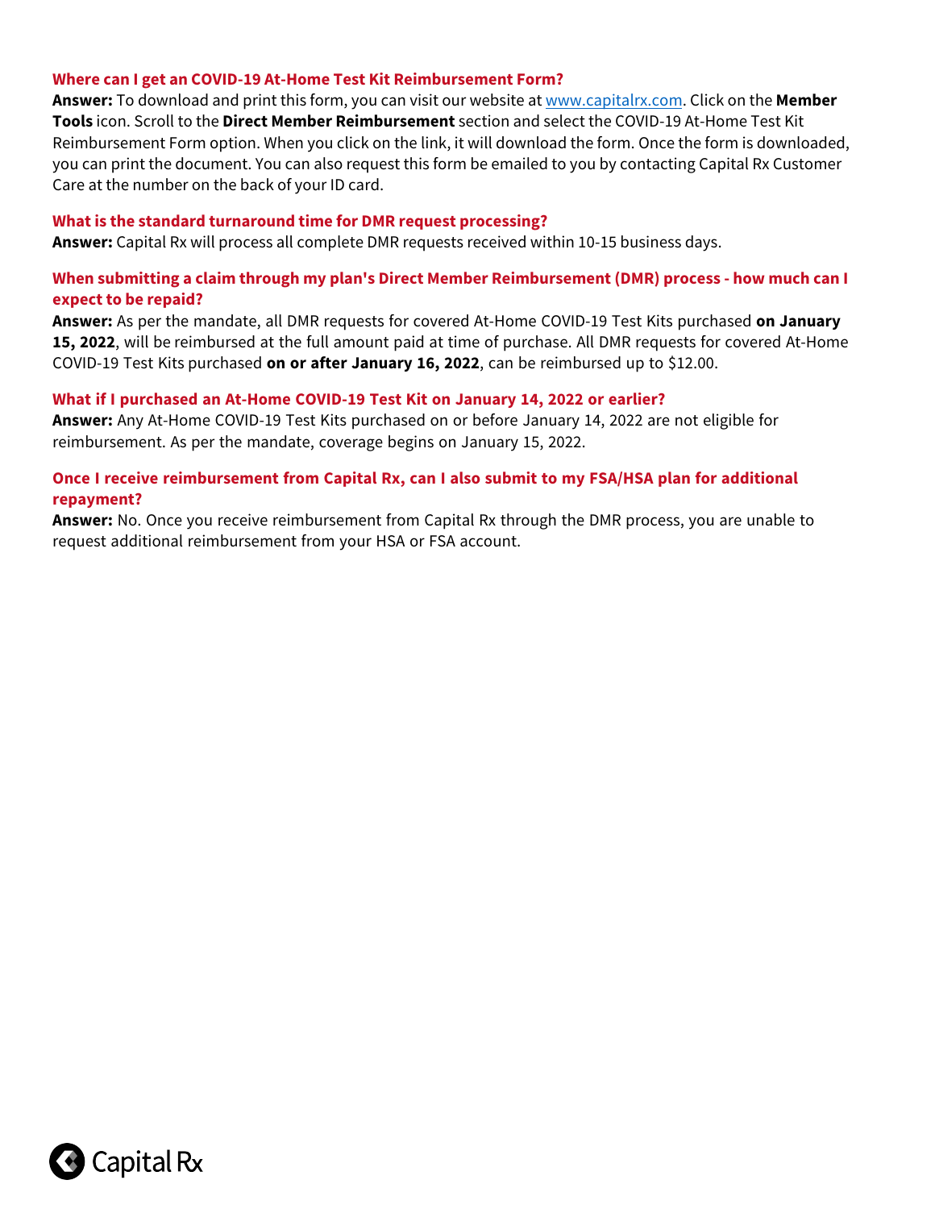**Where can I get an COVID-19 At-Home Test Kit Reimbursement Form?**

**Answer:** To download and print this form, you can visit our website at [www.capitalrx.com](http://www.capitalrx.com). Click on the **Member Tools** icon. Scroll to the **Direct Member Reimbursement** section and select the COVID-19 At-Home Test Kit Reimbursement Form option. When you click on the link, it will download the form. Once the form is downloaded, you can print the document. You can also request this form be emailed to you by contacting Capital Rx Customer Care at the number on the back of your ID card.

**What is the standard turnaround time for DMR request processing?**

**Answer:** Capital Rx will process all complete DMR requests received within 10-15 business days.

**When submitting a claim through my plan's Direct Member Reimbursement (DMR) process - how much can I expect to be repaid?**

**Answer:** As per the mandate, all DMR requests for covered At-Home COVID-19 Test Kits purchased **on January 15, 2022**, will be reimbursed at the full amount paid at time of purchase. All DMR requests for covered At-Home COVID-19 Test Kits purchased **on or after January 16, 2022**, can be reimbursed up to $12.00.

**What if I purchased an At-Home COVID-19 Test Kit on January 14, 2022 or earlier?**

**Answer:** Any At-Home COVID-19 Test Kits purchased on or before January 14, 2022 are not eligible for reimbursement. As per the mandate, coverage begins on January 15, 2022.

**Once I receive reimbursement from Capital Rx, can I also submit to my FSA/HSA plan for additional repayment?**

**Answer:** No. Once you receive reimbursement from Capital Rx through the DMR process, you are unable to request additional reimbursement from your HSA or FSA account.

Capital Rx